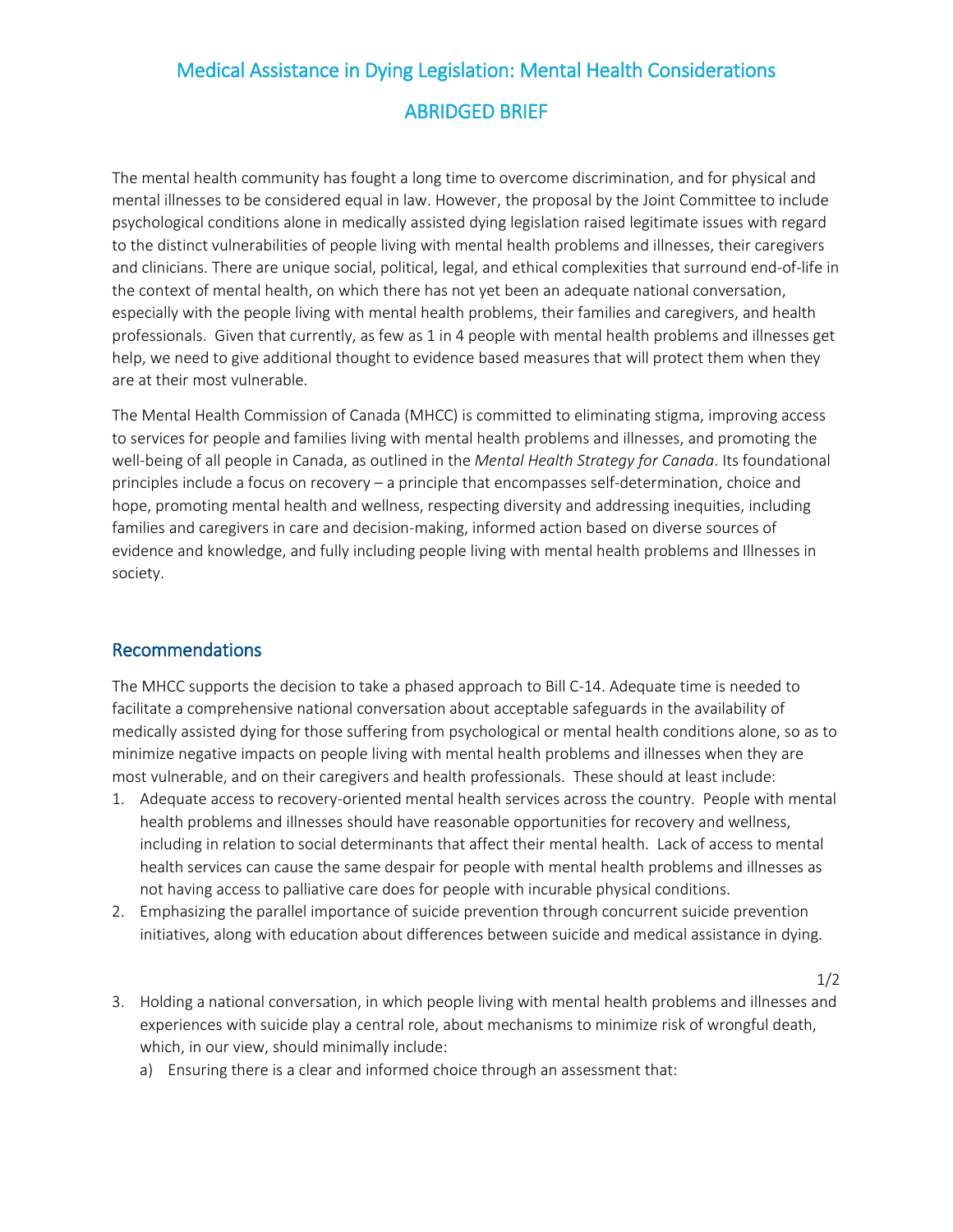# Medical Assistance in Dying Legislation: Mental Health Considerations

## ABRIDGED BRIEF

The mental health community has fought a long time to overcome discrimination, and for physical and mental illnesses to be considered equal in law. However, the proposal by the Joint Committee to include psychological conditions alone in medically assisted dying legislation raised legitimate issues with regard to the distinct vulnerabilities of people living with mental health problems and illnesses, their caregivers and clinicians. There are unique social, political, legal, and ethical complexities that surround end-of-life in the context of mental health, on which there has not yet been an adequate national conversation, especially with the people living with mental health problems, their families and caregivers, and health professionals. Given that currently, as few as 1 in 4 people with mental health problems and illnesses get help, we need to give additional thought to evidence based measures that will protect them when they are at their most vulnerable.

The Mental Health Commission of Canada (MHCC) is committed to eliminating stigma, improving access to services for people and families living with mental health problems and illnesses, and promoting the well-being of all people in Canada, as outlined in the *Mental Health Strategy for Canada*. Its foundational principles include a focus on recovery – a principle that encompasses self-determination, choice and hope, promoting mental health and wellness, respecting diversity and addressing inequities, including families and caregivers in care and decision-making, informed action based on diverse sources of evidence and knowledge, and fully including people living with mental health problems and Illnesses in society.

## Recommendations

The MHCC supports the decision to take a phased approach to Bill C-14. Adequate time is needed to facilitate a comprehensive national conversation about acceptable safeguards in the availability of medically assisted dying for those suffering from psychological or mental health conditions alone, so as to minimize negative impacts on people living with mental health problems and illnesses when they are most vulnerable, and on their caregivers and health professionals. These should at least include:

1. Adequate access to recovery-oriented mental health services across the country. People with mental health problems and illnesses should have reasonable opportunities for recovery and wellness, including in relation to social determinants that affect their mental health. Lack of access to mental health services can cause the same despair for people with mental health problems and illnesses as not having access to palliative care does for people with incurable physical conditions.
2. Emphasizing the parallel importance of suicide prevention through concurrent suicide prevention initiatives, along with education about differences between suicide and medical assistance in dying.
3. Holding a national conversation, in which people living with mental health problems and illnesses and experiences with suicide play a central role, about mechanisms to minimize risk of wrongful death, which, in our view, should minimally include:
   a) Ensuring there is a clear and informed choice through an assessment that: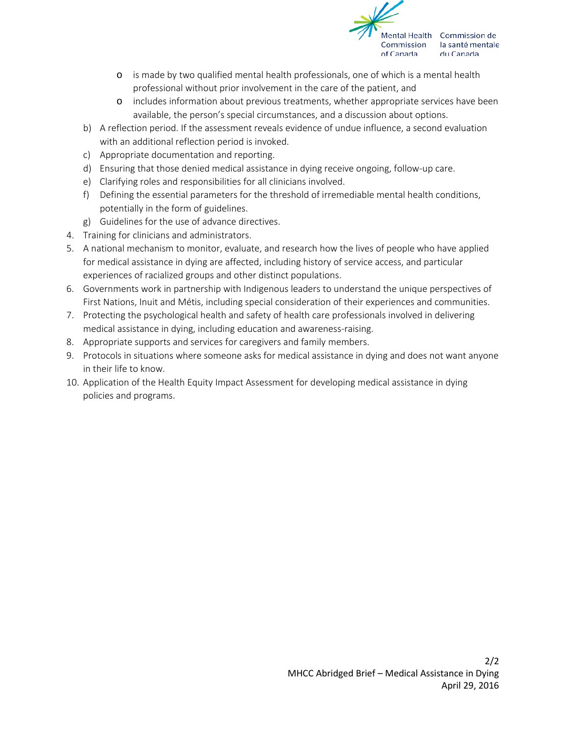- is made by two qualified mental health professionals, one of which is a mental health professional without prior involvement in the care of the patient, and
- includes information about previous treatments, whether appropriate services have been available, the person's special circumstances, and a discussion about options.

b) A reflection period. If the assessment reveals evidence of undue influence, a second evaluation with an additional reflection period is invoked.

c) Appropriate documentation and reporting.

d) Ensuring that those denied medical assistance in dying receive ongoing, follow-up care.

e) Clarifying roles and responsibilities for all clinicians involved.

f) Defining the essential parameters for the threshold of irremediable mental health conditions, potentially in the form of guidelines.

g) Guidelines for the use of advance directives.

4. Training for clinicians and administrators.
5. A national mechanism to monitor, evaluate, and research how the lives of people who have applied for medical assistance in dying are affected, including history of service access, and particular experiences of racialized groups and other distinct populations.
6. Governments work in partnership with Indigenous leaders to understand the unique perspectives of First Nations, Inuit and Métis, including special consideration of their experiences and communities.
7. Protecting the psychological health and safety of health care professionals involved in delivering medical assistance in dying, including education and awareness-raising.
8. Appropriate supports and services for caregivers and family members.
9. Protocols in situations where someone asks for medical assistance in dying and does not want anyone in their life to know.
10. Application of the Health Equity Impact Assessment for developing medical assistance in dying policies and programs.